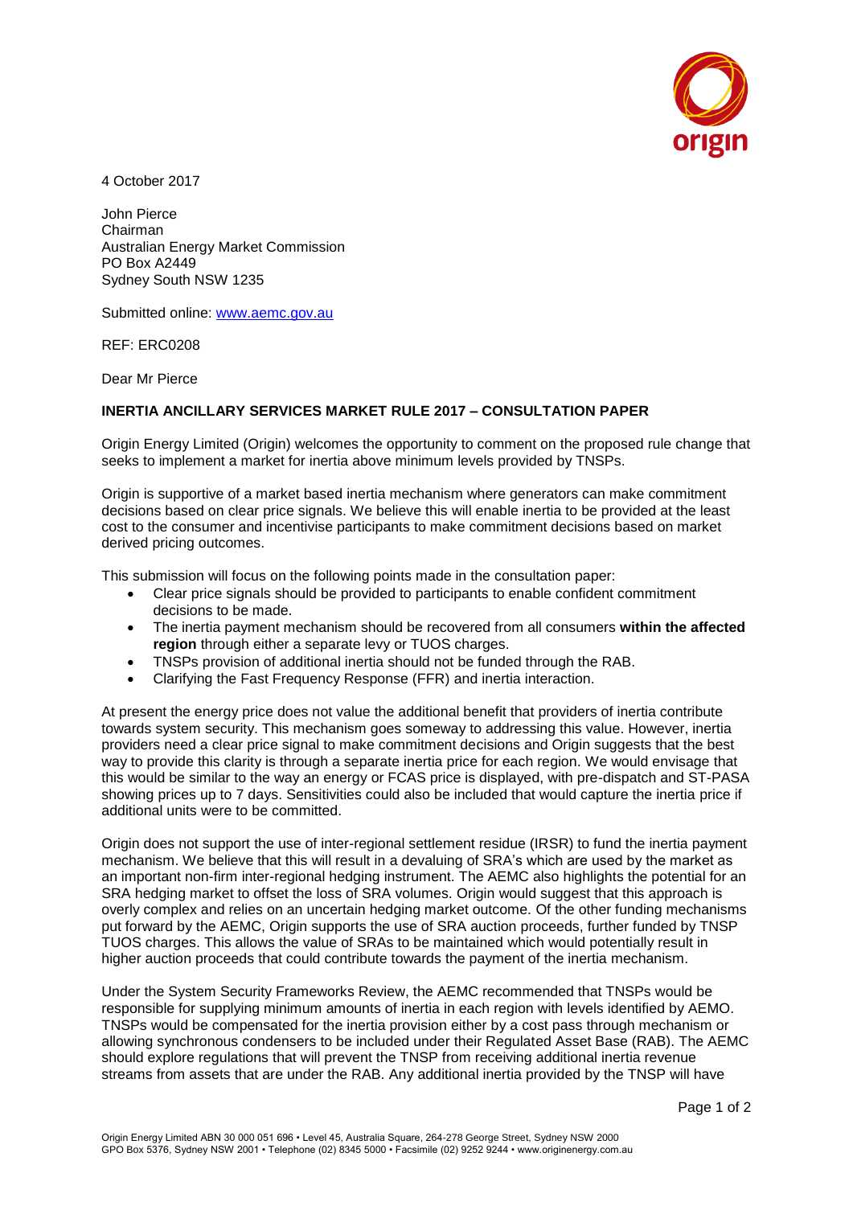4 October 2017

John Pierce
Chairman
Australian Energy Market Commission
PO Box A2449
Sydney South NSW 1235

Submitted online: www.aemc.gov.au

REF: ERC0208

Dear Mr Pierce

**INERTIA ANCILLARY SERVICES MARKET RULE 2017 – CONSULTATION PAPER**

Origin Energy Limited (Origin) welcomes the opportunity to comment on the proposed rule change that seeks to implement a market for inertia above minimum levels provided by TNSPs.

Origin is supportive of a market based inertia mechanism where generators can make commitment decisions based on clear price signals. We believe this will enable inertia to be provided at the least cost to the consumer and incentivise participants to make commitment decisions based on market derived pricing outcomes.

This submission will focus on the following points made in the consultation paper:

- Clear price signals should be provided to participants to enable confident commitment decisions to be made.
- The inertia payment mechanism should be recovered from all consumers **within the affected region** through either a separate levy or TUOS charges.
- TNSPs provision of additional inertia should not be funded through the RAB.
- Clarifying the Fast Frequency Response (FFR) and inertia interaction.

At present the energy price does not value the additional benefit that providers of inertia contribute towards system security. This mechanism goes someway to addressing this value. However, inertia providers need a clear price signal to make commitment decisions and Origin suggests that the best way to provide this clarity is through a separate inertia price for each region. We would envisage that this would be similar to the way an energy or FCAS price is displayed, with pre-dispatch and ST-PASA showing prices up to 7 days. Sensitivities could also be included that would capture the inertia price if additional units were to be committed.

Origin does not support the use of inter-regional settlement residue (IRSR) to fund the inertia payment mechanism. We believe that this will result in a devaluing of SRA's which are used by the market as an important non-firm inter-regional hedging instrument. The AEMC also highlights the potential for an SRA hedging market to offset the loss of SRA volumes. Origin would suggest that this approach is overly complex and relies on an uncertain hedging market outcome. Of the other funding mechanisms put forward by the AEMC, Origin supports the use of SRA auction proceeds, further funded by TNSP TUOS charges. This allows the value of SRAs to be maintained which would potentially result in higher auction proceeds that could contribute towards the payment of the inertia mechanism.

Under the System Security Frameworks Review, the AEMC recommended that TNSPs would be responsible for supplying minimum amounts of inertia in each region with levels identified by AEMO. TNSPs would be compensated for the inertia provision either by a cost pass through mechanism or allowing synchronous condensers to be included under their Regulated Asset Base (RAB). The AEMC should explore regulations that will prevent the TNSP from receiving additional inertia revenue streams from assets that are under the RAB. Any additional inertia provided by the TNSP will have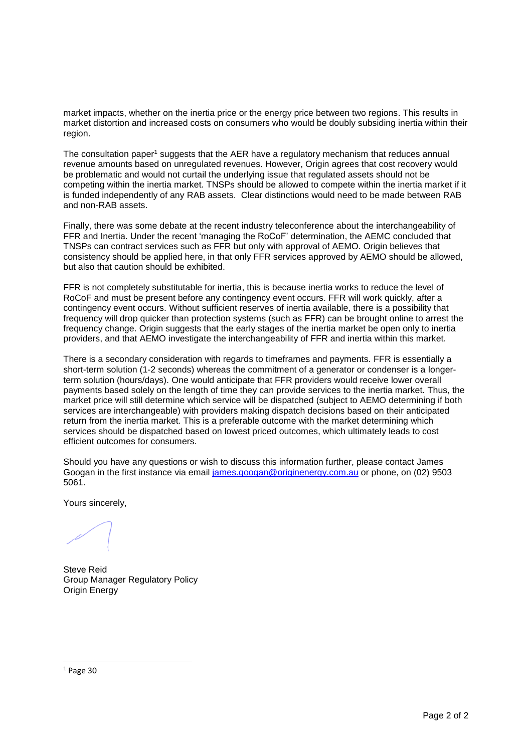market impacts, whether on the inertia price or the energy price between two regions. This results in market distortion and increased costs on consumers who would be doubly subsiding inertia within their region.

The consultation paper[1] suggests that the AER have a regulatory mechanism that reduces annual revenue amounts based on unregulated revenues. However, Origin agrees that cost recovery would be problematic and would not curtail the underlying issue that regulated assets should not be competing within the inertia market. TNSPs should be allowed to compete within the inertia market if it is funded independently of any RAB assets. Clear distinctions would need to be made between RAB and non-RAB assets.

Finally, there was some debate at the recent industry teleconference about the interchangeability of FFR and Inertia. Under the recent 'managing the RoCoF' determination, the AEMC concluded that TNSPs can contract services such as FFR but only with approval of AEMO. Origin believes that consistency should be applied here, in that only FFR services approved by AEMO should be allowed, but also that caution should be exhibited.

FFR is not completely substitutable for inertia, this is because inertia works to reduce the level of RoCoF and must be present before any contingency event occurs. FFR will work quickly, after a contingency event occurs. Without sufficient reserves of inertia available, there is a possibility that frequency will drop quicker than protection systems (such as FFR) can be brought online to arrest the frequency change. Origin suggests that the early stages of the inertia market be open only to inertia providers, and that AEMO investigate the interchangeability of FFR and inertia within this market.

There is a secondary consideration with regards to timeframes and payments. FFR is essentially a short-term solution (1-2 seconds) whereas the commitment of a generator or condenser is a longer-term solution (hours/days). One would anticipate that FFR providers would receive lower overall payments based solely on the length of time they can provide services to the inertia market. Thus, the market price will still determine which service will be dispatched (subject to AEMO determining if both services are interchangeable) with providers making dispatch decisions based on their anticipated return from the inertia market. This is a preferable outcome with the market determining which services should be dispatched based on lowest priced outcomes, which ultimately leads to cost efficient outcomes for consumers.

Should you have any questions or wish to discuss this information further, please contact James Googan in the first instance via email james.googan@originenergy.com.au or phone, on (02) 9503 5061.

Yours sincerely,

Steve Reid
Group Manager Regulatory Policy
Origin Energy

[1] Page 30